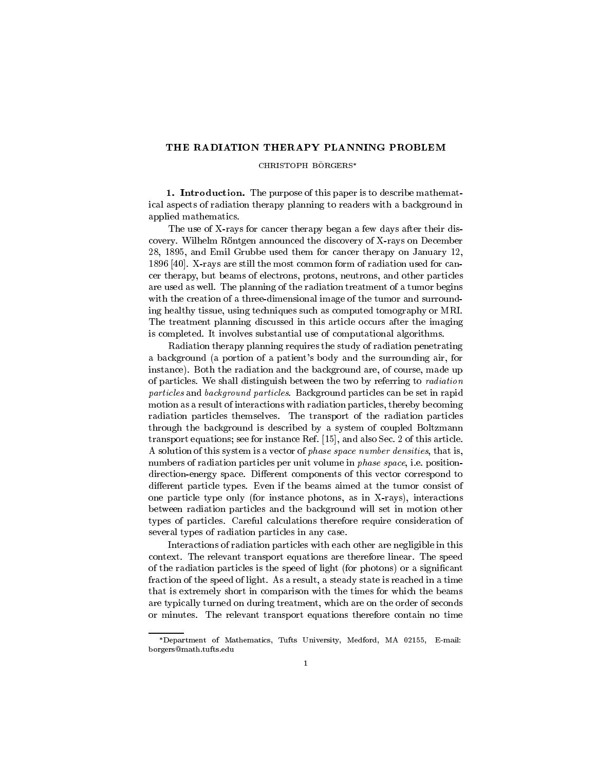# THE RADIATION THERAPY PLANNING PROBLEM

CHRISTOPH BÖRGERS*

**1. Introduction.** The purpose of this paper is to describe mathematical aspects of radiation therapy planning to readers with a background in applied mathematics.

The use of X-rays for cancer therapy began a few days after their discovery. Wilhelm Röntgen announced the discovery of X-rays on December 28, 1895, and Emil Grubbe used them for cancer therapy on January 12, 1896 [40]. X-rays are still the most common form of radiation used for cancer therapy, but beams of electrons, protons, neutrons, and other particles are used as well. The planning of the radiation treatment of a tumor begins with the creation of a three-dimensional image of the tumor and surrounding healthy tissue, using techniques such as computed tomography or MRI. The treatment planning discussed in this article occurs after the imaging is completed. It involves substantial use of computational algorithms.

Radiation therapy planning requires the study of radiation penetrating a background (a portion of a patient's body and the surrounding air, for instance). Both the radiation and the background are, of course, made up of particles. We shall distinguish between the two by referring to *radiation particles* and *background particles*. Background particles can be set in rapid motion as a result of interactions with radiation particles, thereby becoming radiation particles themselves. The transport of the radiation particles through the background is described by a system of coupled Boltzmann transport equations; see for instance Ref. [15], and also Sec. 2 of this article. A solution of this system is a vector of *phase space number densities*, that is, numbers of radiation particles per unit volume in *phase space*, i.e. position-direction-energy space. Different components of this vector correspond to different particle types. Even if the beams aimed at the tumor consist of one particle type only (for instance photons, as in X-rays), interactions between radiation particles and the background will set in motion other types of particles. Careful calculations therefore require consideration of several types of radiation particles in any case.

Interactions of radiation particles with each other are negligible in this context. The relevant transport equations are therefore linear. The speed of the radiation particles is the speed of light (for photons) or a significant fraction of the speed of light. As a result, a steady state is reached in a time that is extremely short in comparison with the times for which the beams are typically turned on during treatment, which are on the order of seconds or minutes. The relevant transport equations therefore contain no time

*Department of Mathematics, Tufts University, Medford, MA 02155, E-mail: borgers@math.tufts.edu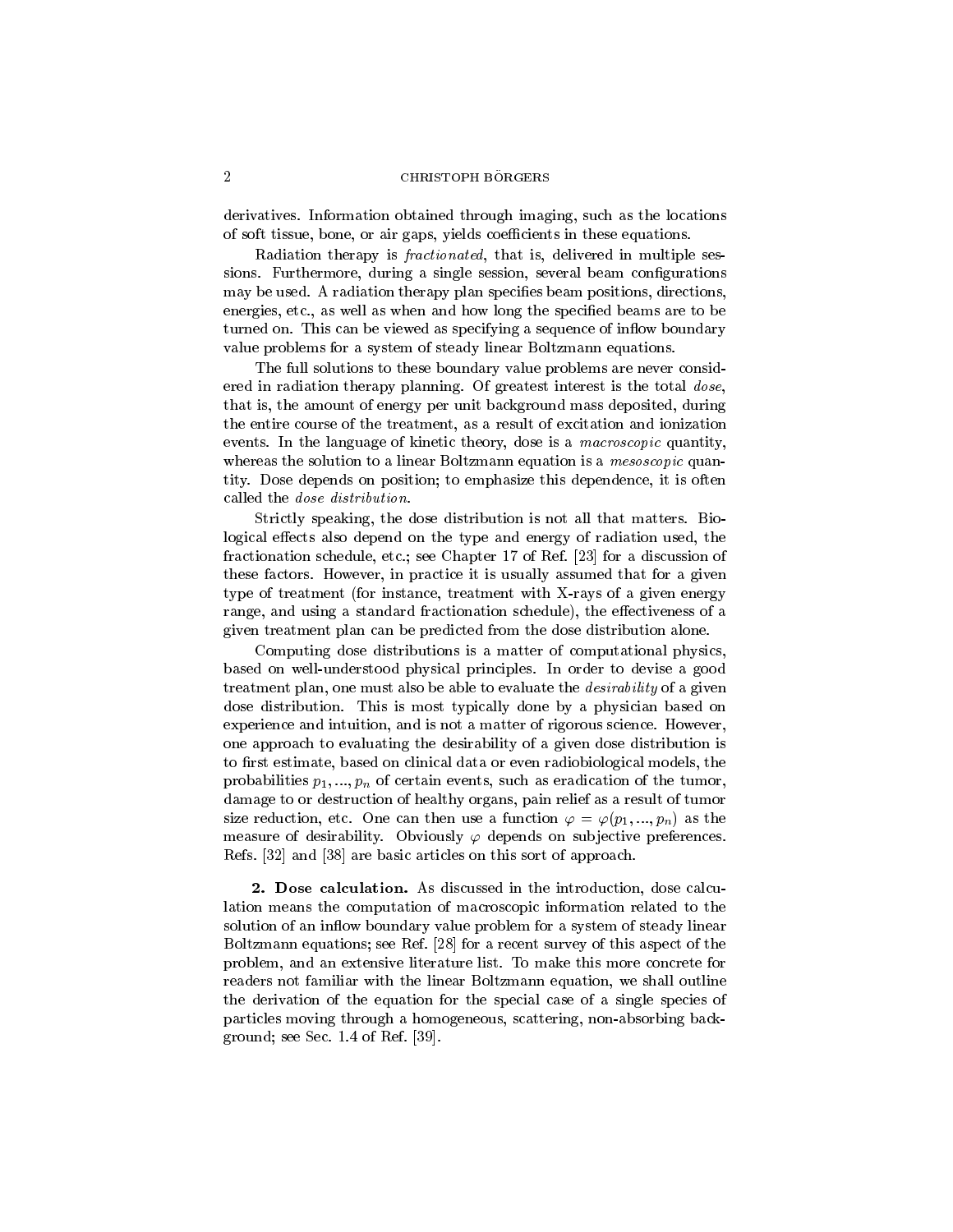derivatives. Information obtained through imaging, such as the locations of soft tissue, bone, or air gaps, yields coefficients in these equations.

Radiation therapy is *fractionated*, that is, delivered in multiple sessions. Furthermore, during a single session, several beam configurations may be used. A radiation therapy plan specifies beam positions, directions, energies, etc., as well as when and how long the specified beams are to be turned on. This can be viewed as specifying a sequence of inflow boundary value problems for a system of steady linear Boltzmann equations.

The full solutions to these boundary value problems are never considered in radiation therapy planning. Of greatest interest is the total *dose*, that is, the amount of energy per unit background mass deposited, during the entire course of the treatment, as a result of excitation and ionization events. In the language of kinetic theory, dose is a *macroscopic* quantity, whereas the solution to a linear Boltzmann equation is a *mesoscopic* quantity. Dose depends on position; to emphasize this dependence, it is often called the *dose distribution*.

Strictly speaking, the dose distribution is not all that matters. Biological effects also depend on the type and energy of radiation used, the fractionation schedule, etc.; see Chapter 17 of Ref. [23] for a discussion of these factors. However, in practice it is usually assumed that for a given type of treatment (for instance, treatment with X-rays of a given energy range, and using a standard fractionation schedule), the effectiveness of a given treatment plan can be predicted from the dose distribution alone.

Computing dose distributions is a matter of computational physics, based on well-understood physical principles. In order to devise a good treatment plan, one must also be able to evaluate the *desirability* of a given dose distribution. This is most typically done by a physician based on experience and intuition, and is not a matter of rigorous science. However, one approach to evaluating the desirability of a given dose distribution is to first estimate, based on clinical data or even radiobiological models, the probabilities $p_1, ..., p_n$ of certain events, such as eradication of the tumor, damage to or destruction of healthy organs, pain relief as a result of tumor size reduction, etc. One can then use a function $\varphi = \varphi(p_1, ..., p_n)$ as the measure of desirability. Obviously $\varphi$ depends on subjective preferences. Refs. [32] and [38] are basic articles on this sort of approach.

**2. Dose calculation.** As discussed in the introduction, dose calculation means the computation of macroscopic information related to the solution of an inflow boundary value problem for a system of steady linear Boltzmann equations; see Ref. [28] for a recent survey of this aspect of the problem, and an extensive literature list. To make this more concrete for readers not familiar with the linear Boltzmann equation, we shall outline the derivation of the equation for the special case of a single species of particles moving through a homogeneous, scattering, non-absorbing background; see Sec. 1.4 of Ref. [39].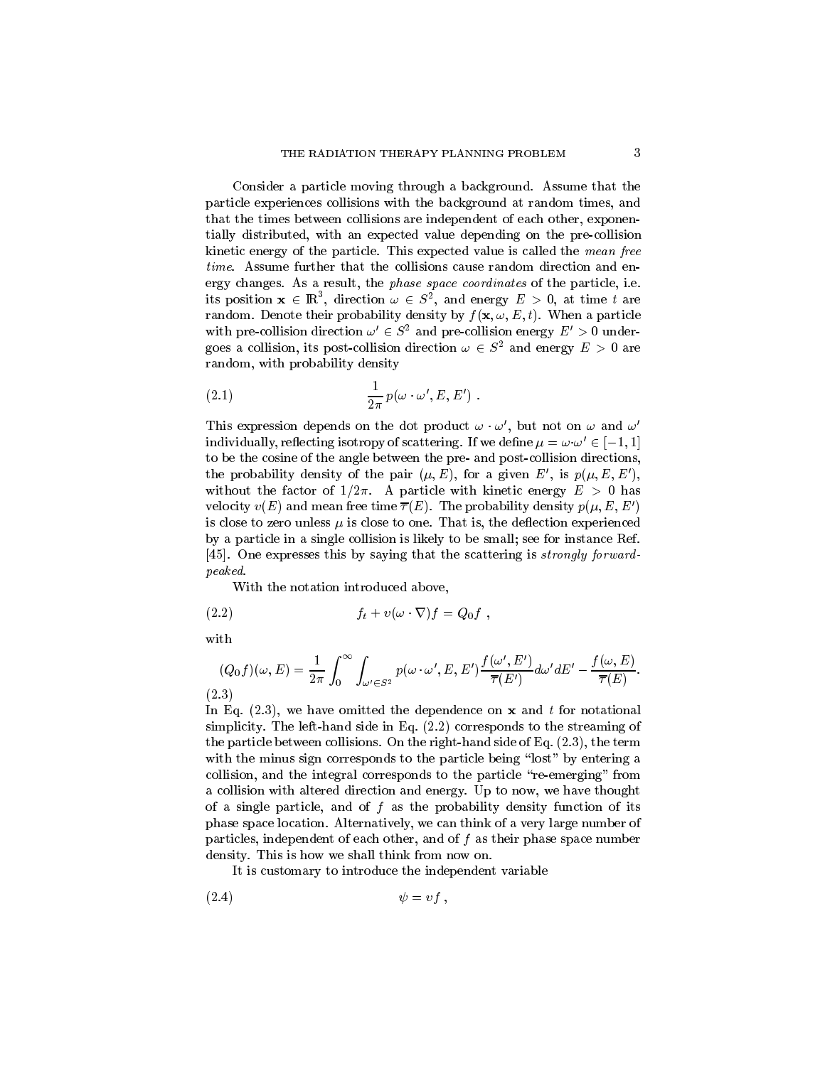Consider a particle moving through a background. Assume that the particle experiences collisions with the background at random times, and that the times between collisions are independent of each other, exponentially distributed, with an expected value depending on the pre-collision kinetic energy of the particle. This expected value is called the *mean free time*. Assume further that the collisions cause random direction and energy changes. As a result, the *phase space coordinates* of the particle, i.e. its position $\mathbf{x} \in \mathbb{R}^3$, direction $\omega \in S^2$, and energy $E > 0$, at time $t$ are random. Denote their probability density by $f(\mathbf{x}, \omega, E, t)$. When a particle with pre-collision direction $\omega' \in S^2$ and pre-collision energy $E' > 0$ undergoes a collision, its post-collision direction $\omega \in S^2$ and energy $E > 0$ are random, with probability density

$$\frac{1}{2\pi} p(\omega \cdot \omega', E, E') \ . \tag{2.1}$$

This expression depends on the dot product $\omega \cdot \omega'$, but not on $\omega$ and $\omega'$ individually, reflecting isotropy of scattering. If we define $\mu = \omega \cdot \omega' \in [-1, 1]$ to be the cosine of the angle between the pre- and post-collision directions, the probability density of the pair $(\mu, E)$, for a given $E'$, is $p(\mu, E, E')$, without the factor of $1/2\pi$. A particle with kinetic energy $E > 0$ has velocity $v(E)$ and mean free time $\overline{\tau}(E)$. The probability density $p(\mu, E, E')$ is close to zero unless $\mu$ is close to one. That is, the deflection experienced by a particle in a single collision is likely to be small; see for instance Ref. [45]. One expresses this by saying that the scattering is *strongly forward-peaked*.

With the notation introduced above,

$$f_t + v(\omega \cdot \nabla) f = Q_0 f \ , \tag{2.2}$$

with

$$(Q_0 f)(\omega, E) = \frac{1}{2\pi} \int_0^\infty \int_{\omega' \in S^2} p(\omega \cdot \omega', E, E') \frac{f(\omega', E')}{\overline{\tau}(E')} d\omega' dE' - \frac{f(\omega, E)}{\overline{\tau}(E)}. \tag{2.3}$$

In Eq. (2.3), we have omitted the dependence on $\mathbf{x}$ and $t$ for notational simplicity. The left-hand side in Eq. (2.2) corresponds to the streaming of the particle between collisions. On the right-hand side of Eq. (2.3), the term with the minus sign corresponds to the particle being "lost" by entering a collision, and the integral corresponds to the particle "re-emerging" from a collision with altered direction and energy. Up to now, we have thought of a single particle, and of $f$ as the probability density function of its phase space location. Alternatively, we can think of a very large number of particles, independent of each other, and of $f$ as their phase space number density. This is how we shall think from now on.

It is customary to introduce the independent variable

$$\psi = v f \ , \tag{2.4}$$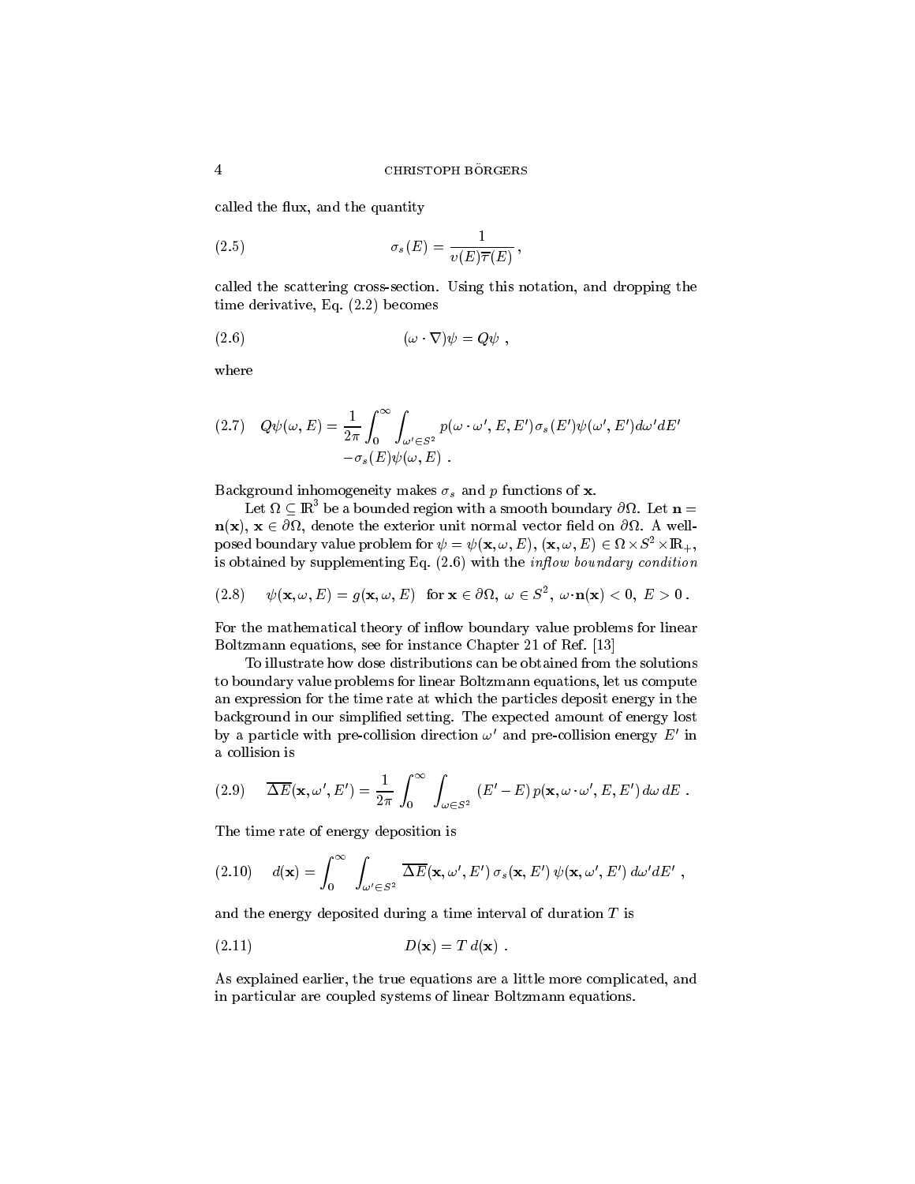called the flux, and the quantity

$$\sigma_s(E) = \frac{1}{v(E)\overline{\tau}(E)} , \tag{2.5}$$

called the scattering cross-section. Using this notation, and dropping the time derivative, Eq. (2.2) becomes

$$(\omega \cdot \nabla)\psi = Q\psi , \tag{2.6}$$

where

$$Q\psi(\omega, E) = \frac{1}{2\pi} \int_0^\infty \int_{\omega' \in S^2} p(\omega \cdot \omega', E, E') \sigma_s(E') \psi(\omega', E') d\omega' dE' \\ -\sigma_s(E)\psi(\omega, E) . \tag{2.7}$$

Background inhomogeneity makes $\sigma_s$ and $p$ functions of $\mathbf{x}$.

Let $\Omega \subseteq \mathbb{R}^3$ be a bounded region with a smooth boundary $\partial\Omega$. Let $\mathbf{n} = \mathbf{n}(\mathbf{x})$, $\mathbf{x} \in \partial\Omega$, denote the exterior unit normal vector field on $\partial\Omega$. A well-posed boundary value problem for $\psi = \psi(\mathbf{x}, \omega, E)$, $(\mathbf{x}, \omega, E) \in \Omega \times S^2 \times \mathbb{R}_+$, is obtained by supplementing Eq. (2.6) with the *inflow boundary condition*

$$\psi(\mathbf{x}, \omega, E) = g(\mathbf{x}, \omega, E) \quad \text{for } \mathbf{x} \in \partial\Omega,\ \omega \in S^2,\ \omega \cdot \mathbf{n}(\mathbf{x}) < 0,\ E > 0 . \tag{2.8}$$

For the mathematical theory of inflow boundary value problems for linear Boltzmann equations, see for instance Chapter 21 of Ref. [13]

To illustrate how dose distributions can be obtained from the solutions to boundary value problems for linear Boltzmann equations, let us compute an expression for the time rate at which the particles deposit energy in the background in our simplified setting. The expected amount of energy lost by a particle with pre-collision direction $\omega'$ and pre-collision energy $E'$ in a collision is

$$\overline{\Delta E}(\mathbf{x}, \omega', E') = \frac{1}{2\pi} \int_0^\infty \int_{\omega \in S^2} (E' - E)\, p(\mathbf{x}, \omega \cdot \omega', E, E')\, d\omega\, dE . \tag{2.9}$$

The time rate of energy deposition is

$$d(\mathbf{x}) = \int_0^\infty \int_{\omega' \in S^2} \overline{\Delta E}(\mathbf{x}, \omega', E')\, \sigma_s(\mathbf{x}, E')\, \psi(\mathbf{x}, \omega', E')\, d\omega' dE' , \tag{2.10}$$

and the energy deposited during a time interval of duration $T$ is

$$D(\mathbf{x}) = T\, d(\mathbf{x}) . \tag{2.11}$$

As explained earlier, the true equations are a little more complicated, and in particular are coupled systems of linear Boltzmann equations.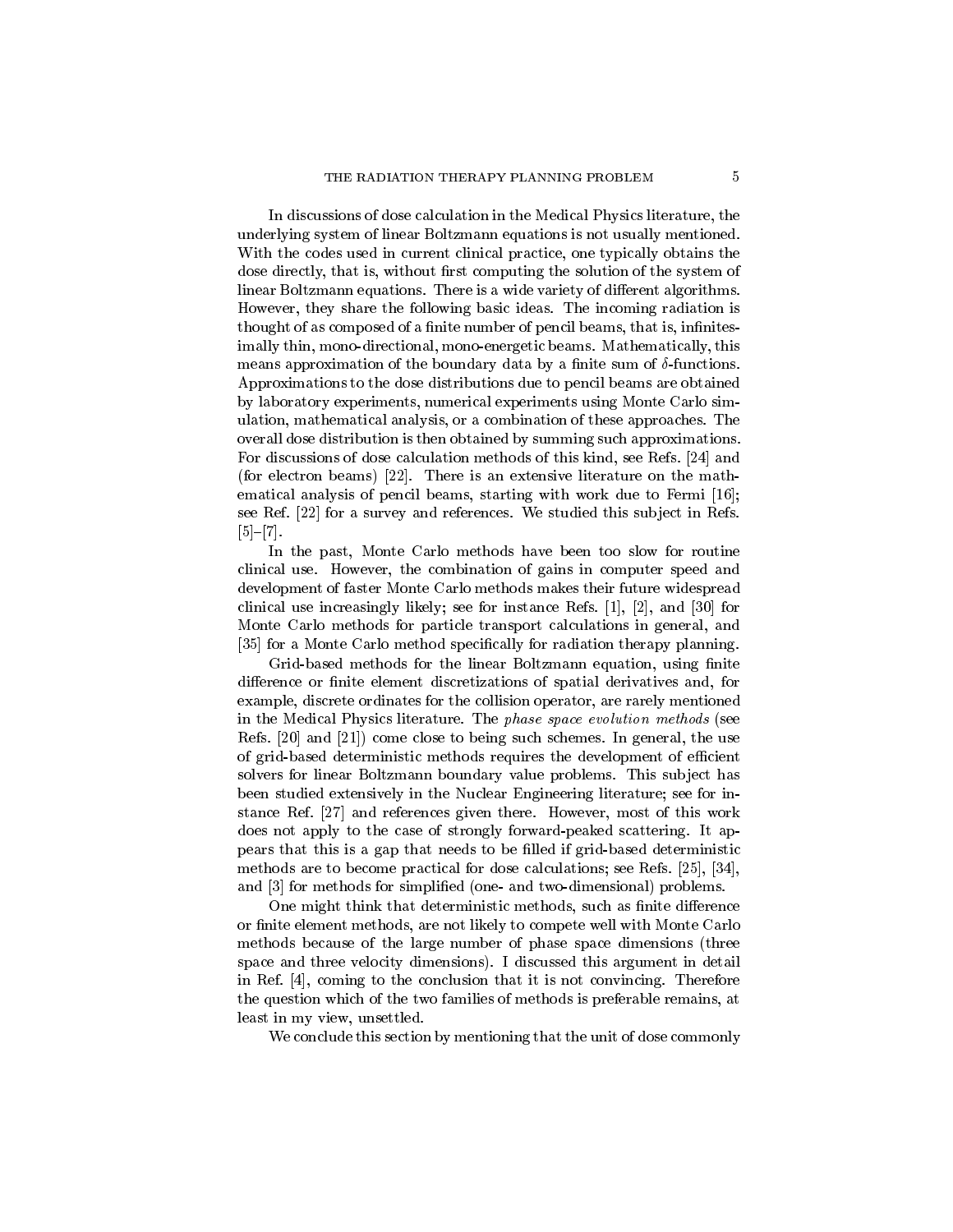In discussions of dose calculation in the Medical Physics literature, the underlying system of linear Boltzmann equations is not usually mentioned. With the codes used in current clinical practice, one typically obtains the dose directly, that is, without first computing the solution of the system of linear Boltzmann equations. There is a wide variety of different algorithms. However, they share the following basic ideas. The incoming radiation is thought of as composed of a finite number of pencil beams, that is, infinitesimally thin, mono-directional, mono-energetic beams. Mathematically, this means approximation of the boundary data by a finite sum of $\delta$-functions. Approximations to the dose distributions due to pencil beams are obtained by laboratory experiments, numerical experiments using Monte Carlo simulation, mathematical analysis, or a combination of these approaches. The overall dose distribution is then obtained by summing such approximations. For discussions of dose calculation methods of this kind, see Refs. [24] and (for electron beams) [22]. There is an extensive literature on the mathematical analysis of pencil beams, starting with work due to Fermi [16]; see Ref. [22] for a survey and references. We studied this subject in Refs. [5]–[7].

In the past, Monte Carlo methods have been too slow for routine clinical use. However, the combination of gains in computer speed and development of faster Monte Carlo methods makes their future widespread clinical use increasingly likely; see for instance Refs. [1], [2], and [30] for Monte Carlo methods for particle transport calculations in general, and [35] for a Monte Carlo method specifically for radiation therapy planning.

Grid-based methods for the linear Boltzmann equation, using finite difference or finite element discretizations of spatial derivatives and, for example, discrete ordinates for the collision operator, are rarely mentioned in the Medical Physics literature. The *phase space evolution methods* (see Refs. [20] and [21]) come close to being such schemes. In general, the use of grid-based deterministic methods requires the development of efficient solvers for linear Boltzmann boundary value problems. This subject has been studied extensively in the Nuclear Engineering literature; see for instance Ref. [27] and references given there. However, most of this work does not apply to the case of strongly forward-peaked scattering. It appears that this is a gap that needs to be filled if grid-based deterministic methods are to become practical for dose calculations; see Refs. [25], [34], and [3] for methods for simplified (one- and two-dimensional) problems.

One might think that deterministic methods, such as finite difference or finite element methods, are not likely to compete well with Monte Carlo methods because of the large number of phase space dimensions (three space and three velocity dimensions). I discussed this argument in detail in Ref. [4], coming to the conclusion that it is not convincing. Therefore the question which of the two families of methods is preferable remains, at least in my view, unsettled.

We conclude this section by mentioning that the unit of dose commonly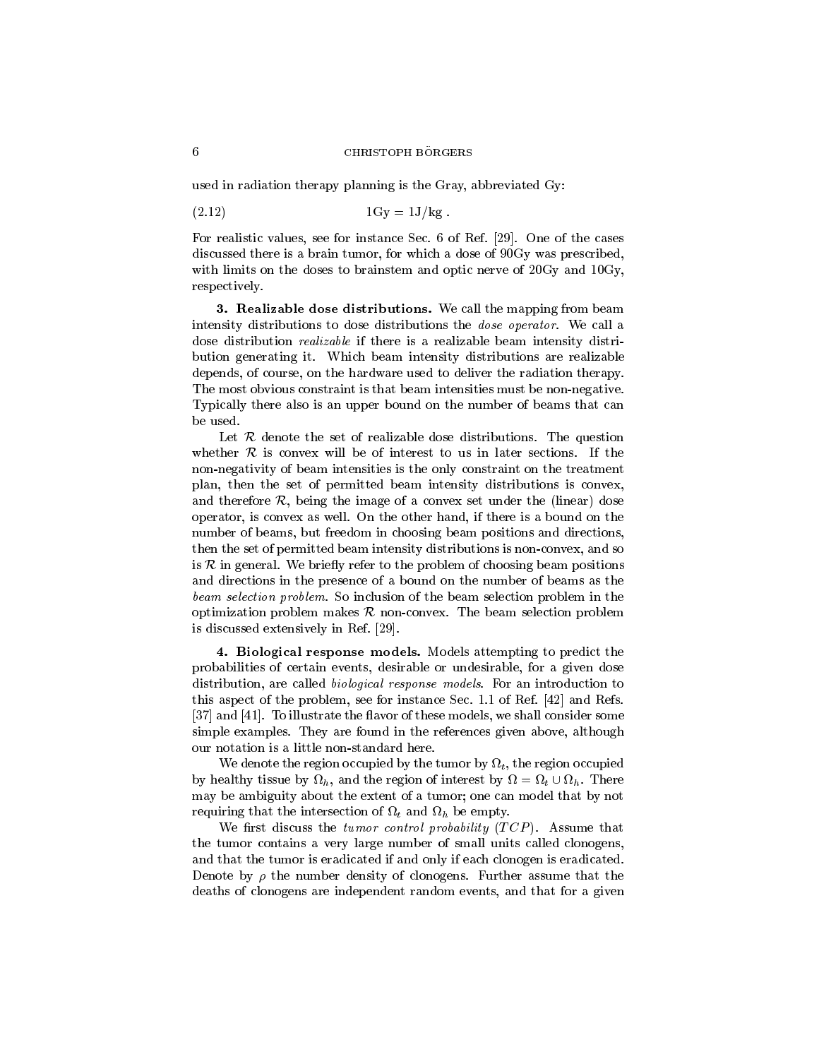used in radiation therapy planning is the Gray, abbreviated Gy:

$$1\text{Gy} = 1\text{J/kg} . \tag{2.12}$$

For realistic values, see for instance Sec. 6 of Ref. [29]. One of the cases discussed there is a brain tumor, for which a dose of 90Gy was prescribed, with limits on the doses to brainstem and optic nerve of 20Gy and 10Gy, respectively.

**3. Realizable dose distributions.** We call the mapping from beam intensity distributions to dose distributions the *dose operator*. We call a dose distribution *realizable* if there is a realizable beam intensity distribution generating it. Which beam intensity distributions are realizable depends, of course, on the hardware used to deliver the radiation therapy. The most obvious constraint is that beam intensities must be non-negative. Typically there also is an upper bound on the number of beams that can be used.

Let $\mathcal{R}$ denote the set of realizable dose distributions. The question whether $\mathcal{R}$ is convex will be of interest to us in later sections. If the non-negativity of beam intensities is the only constraint on the treatment plan, then the set of permitted beam intensity distributions is convex, and therefore $\mathcal{R}$, being the image of a convex set under the (linear) dose operator, is convex as well. On the other hand, if there is a bound on the number of beams, but freedom in choosing beam positions and directions, then the set of permitted beam intensity distributions is non-convex, and so is $\mathcal{R}$ in general. We briefly refer to the problem of choosing beam positions and directions in the presence of a bound on the number of beams as the *beam selection problem*. So inclusion of the beam selection problem in the optimization problem makes $\mathcal{R}$ non-convex. The beam selection problem is discussed extensively in Ref. [29].

**4. Biological response models.** Models attempting to predict the probabilities of certain events, desirable or undesirable, for a given dose distribution, are called *biological response models*. For an introduction to this aspect of the problem, see for instance Sec. 1.1 of Ref. [42] and Refs. [37] and [41]. To illustrate the flavor of these models, we shall consider some simple examples. They are found in the references given above, although our notation is a little non-standard here.

We denote the region occupied by the tumor by $\Omega_t$, the region occupied by healthy tissue by $\Omega_h$, and the region of interest by $\Omega = \Omega_t \cup \Omega_h$. There may be ambiguity about the extent of a tumor; one can model that by not requiring that the intersection of $\Omega_t$ and $\Omega_h$ be empty.

We first discuss the *tumor control probability* ($TCP$). Assume that the tumor contains a very large number of small units called clonogens, and that the tumor is eradicated if and only if each clonogen is eradicated. Denote by $\rho$ the number density of clonogens. Further assume that the deaths of clonogens are independent random events, and that for a given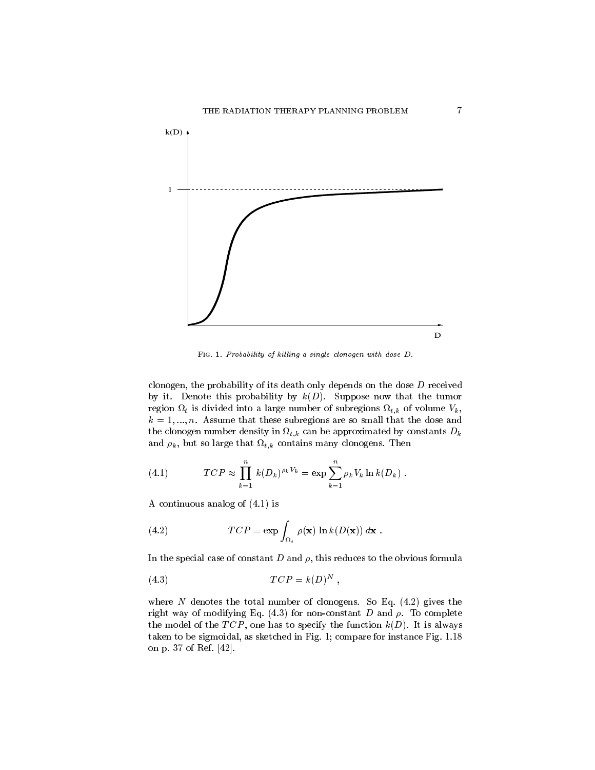FIG. 1. *Probability of killing a single clonogen with dose D.*

clonogen, the probability of its death only depends on the dose $D$ received by it. Denote this probability by $k(D)$. Suppose now that the tumor region $\Omega_t$ is divided into a large number of subregions $\Omega_{t,k}$ of volume $V_k$, $k = 1, ..., n$. Assume that these subregions are so small that the dose and the clonogen number density in $\Omega_{t,k}$ can be approximated by constants $D_k$ and $\rho_k$, but so large that $\Omega_{t,k}$ contains many clonogens. Then

$$TCP \approx \prod_{k=1}^{n} k(D_k)^{\rho_k V_k} = \exp \sum_{k=1}^{n} \rho_k V_k \ln k(D_k) \ . \tag{4.1}$$

A continuous analog of (4.1) is

$$TCP = \exp \int_{\Omega_t} \rho(\mathbf{x}) \ln k(D(\mathbf{x}))\, d\mathbf{x} \ . \tag{4.2}$$

In the special case of constant $D$ and $\rho$, this reduces to the obvious formula

$$TCP = k(D)^N \ , \tag{4.3}$$

where $N$ denotes the total number of clonogens. So Eq. (4.2) gives the right way of modifying Eq. (4.3) for non-constant $D$ and $\rho$. To complete the model of the $TCP$, one has to specify the function $k(D)$. It is always taken to be sigmoidal, as sketched in Fig. 1; compare for instance Fig. 1.18 on p. 37 of Ref. [42].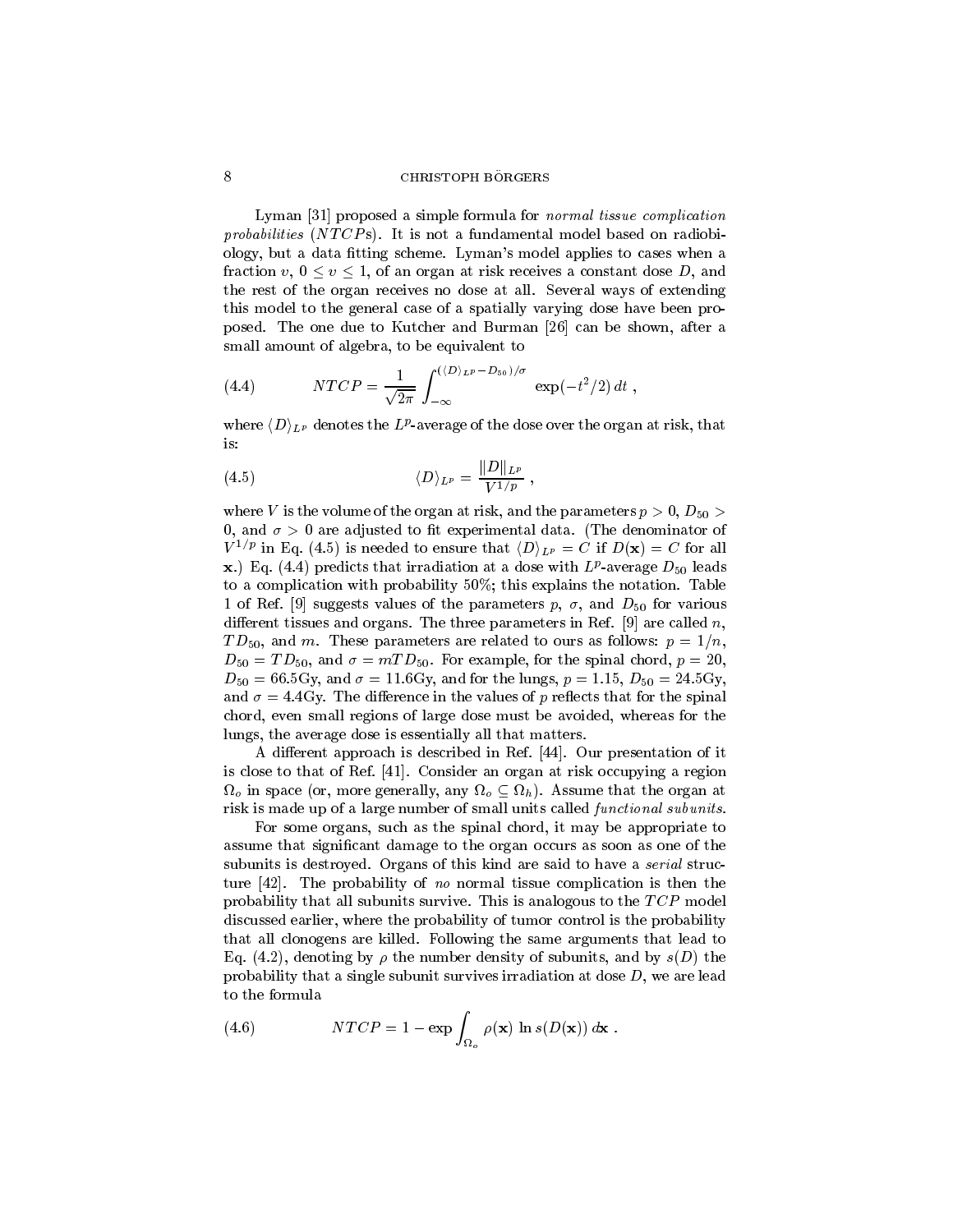Lyman [31] proposed a simple formula for *normal tissue complication probabilities* (*NTCPs*). It is not a fundamental model based on radiobiology, but a data fitting scheme. Lyman's model applies to cases when a fraction $v$, $0 \le v \le 1$, of an organ at risk receives a constant dose $D$, and the rest of the organ receives no dose at all. Several ways of extending this model to the general case of a spatially varying dose have been proposed. The one due to Kutcher and Burman [26] can be shown, after a small amount of algebra, to be equivalent to

$$NTCP = \frac{1}{\sqrt{2\pi}} \int_{-\infty}^{(\langle D \rangle_{L^p} - D_{50})/\sigma} \exp(-t^2/2)\, dt \ , \tag{4.4}$$

where $\langle D \rangle_{L^p}$ denotes the $L^p$-average of the dose over the organ at risk, that is:

$$\langle D \rangle_{L^p} = \frac{\|D\|_{L^p}}{V^{1/p}} \ , \tag{4.5}$$

where $V$ is the volume of the organ at risk, and the parameters $p > 0$, $D_{50} > 0$, and $\sigma > 0$ are adjusted to fit experimental data. (The denominator of $V^{1/p}$ in Eq. (4.5) is needed to ensure that $\langle D \rangle_{L^p} = C$ if $D(\mathbf{x}) = C$ for all $\mathbf{x}$.) Eq. (4.4) predicts that irradiation at a dose with $L^p$-average $D_{50}$ leads to a complication with probability 50%; this explains the notation. Table 1 of Ref. [9] suggests values of the parameters $p$, $\sigma$, and $D_{50}$ for various different tissues and organs. The three parameters in Ref. [9] are called $n$, $TD_{50}$, and $m$. These parameters are related to ours as follows: $p = 1/n$, $D_{50} = TD_{50}$, and $\sigma = mTD_{50}$. For example, for the spinal chord, $p = 20$, $D_{50} = 66.5$Gy, and $\sigma = 11.6$Gy, and for the lungs, $p = 1.15$, $D_{50} = 24.5$Gy, and $\sigma = 4.4$Gy. The difference in the values of $p$ reflects that for the spinal chord, even small regions of large dose must be avoided, whereas for the lungs, the average dose is essentially all that matters.

A different approach is described in Ref. [44]. Our presentation of it is close to that of Ref. [41]. Consider an organ at risk occupying a region $\Omega_o$ in space (or, more generally, any $\Omega_o \subseteq \Omega_h$). Assume that the organ at risk is made up of a large number of small units called *functional subunits*.

For some organs, such as the spinal chord, it may be appropriate to assume that significant damage to the organ occurs as soon as one of the subunits is destroyed. Organs of this kind are said to have a *serial* structure [42]. The probability of *no* normal tissue complication is then the probability that all subunits survive. This is analogous to the $TCP$ model discussed earlier, where the probability of tumor control is the probability that all clonogens are killed. Following the same arguments that lead to Eq. (4.2), denoting by $\rho$ the number density of subunits, and by $s(D)$ the probability that a single subunit survives irradiation at dose $D$, we are lead to the formula

$$NTCP = 1 - \exp \int_{\Omega_o} \rho(\mathbf{x}) \ln s(D(\mathbf{x}))\, d\mathbf{x} \ . \tag{4.6}$$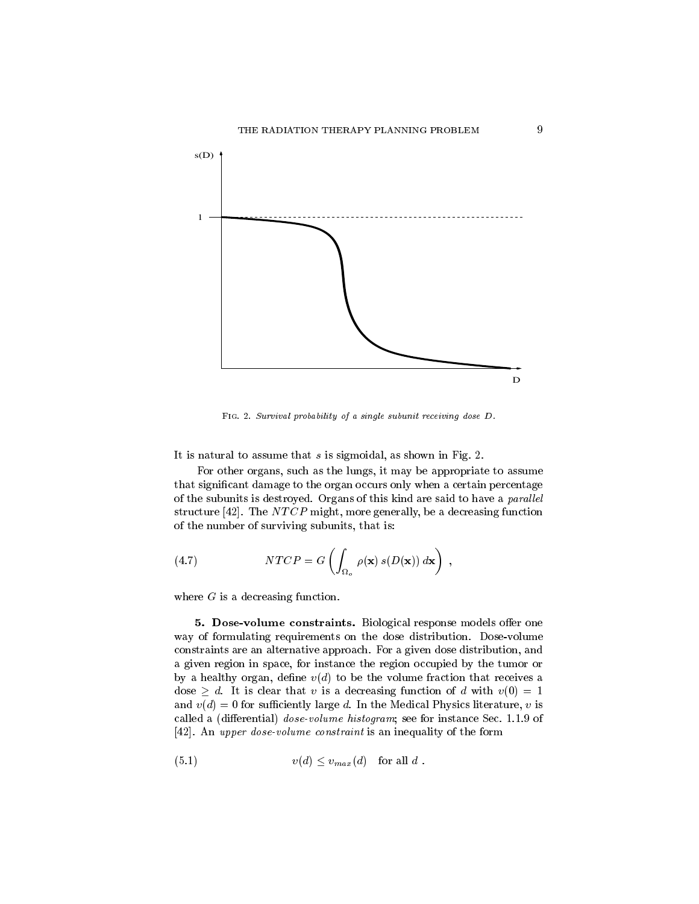FIG. 2. *Survival probability of a single subunit receiving dose $D$.*

It is natural to assume that $s$ is sigmoidal, as shown in Fig. 2.

For other organs, such as the lungs, it may be appropriate to assume that significant damage to the organ occurs only when a certain percentage of the subunits is destroyed. Organs of this kind are said to have a *parallel* structure [42]. The $NTCP$ might, more generally, be a decreasing function of the number of surviving subunits, that is:

$$NTCP = G\left(\int_{\Omega_o} \rho(\mathbf{x})\, s(D(\mathbf{x}))\, d\mathbf{x}\right) \ , \tag{4.7}$$

where $G$ is a decreasing function.

**5. Dose-volume constraints.** Biological response models offer one way of formulating requirements on the dose distribution. Dose-volume constraints are an alternative approach. For a given dose distribution, and a given region in space, for instance the region occupied by the tumor or by a healthy organ, define $v(d)$ to be the volume fraction that receives a dose $\geq d$. It is clear that $v$ is a decreasing function of $d$ with $v(0) = 1$ and $v(d) = 0$ for sufficiently large $d$. In the Medical Physics literature, $v$ is called a (differential) *dose-volume histogram*; see for instance Sec. 1.1.9 of [42]. An *upper dose-volume constraint* is an inequality of the form

$$v(d) \leq v_{max}(d) \quad \text{for all } d \ . \tag{5.1}$$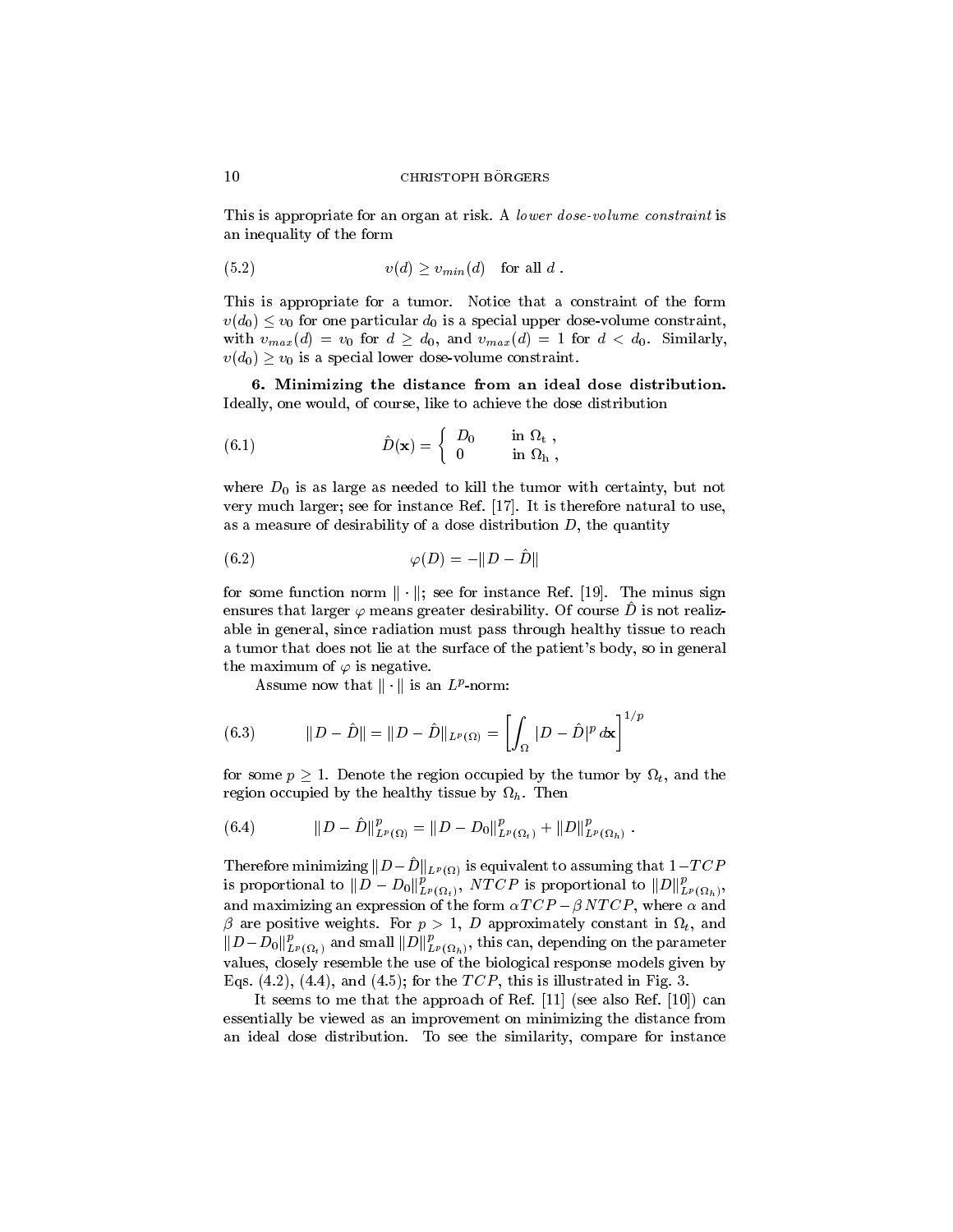This is appropriate for an organ at risk. A *lower dose-volume constraint* is an inequality of the form

$$v(d) \geq v_{min}(d) \quad \text{for all } d \ . \tag{5.2}$$

This is appropriate for a tumor. Notice that a constraint of the form $v(d_0) \leq v_0$ for one particular $d_0$ is a special upper dose-volume constraint, with $v_{max}(d) = v_0$ for $d \geq d_0$, and $v_{max}(d) = 1$ for $d < d_0$. Similarly, $v(d_0) \geq v_0$ is a special lower dose-volume constraint.

**6. Minimizing the distance from an ideal dose distribution.** Ideally, one would, of course, like to achieve the dose distribution

$$\hat{D}(\mathbf{x}) = \begin{cases} D_0 & \text{in } \Omega_{\mathrm{t}} \ , \\ 0 & \text{in } \Omega_{\mathrm{h}} \ , \end{cases} \tag{6.1}$$

where $D_0$ is as large as needed to kill the tumor with certainty, but not very much larger; see for instance Ref. [17]. It is therefore natural to use, as a measure of desirability of a dose distribution $D$, the quantity

$$\varphi(D) = -\|D - \hat{D}\| \tag{6.2}$$

for some function norm $\|\cdot\|$; see for instance Ref. [19]. The minus sign ensures that larger $\varphi$ means greater desirability. Of course $\hat{D}$ is not realizable in general, since radiation must pass through healthy tissue to reach a tumor that does not lie at the surface of the patient's body, so in general the maximum of $\varphi$ is negative.

Assume now that $\|\cdot\|$ is an $L^p$-norm:

$$\|D - \hat{D}\| = \|D - \hat{D}\|_{L^p(\Omega)} = \left[\int_\Omega |D - \hat{D}|^p \, d\mathbf{x}\right]^{1/p} \tag{6.3}$$

for some $p \geq 1$. Denote the region occupied by the tumor by $\Omega_t$, and the region occupied by the healthy tissue by $\Omega_h$. Then

$$\|D - \hat{D}\|^p_{L^p(\Omega)} = \|D - D_0\|^p_{L^p(\Omega_t)} + \|D\|^p_{L^p(\Omega_h)} \ . \tag{6.4}$$

Therefore minimizing $\|D - \hat{D}\|_{L^p(\Omega)}$ is equivalent to assuming that $1 - TCP$ is proportional to $\|D - D_0\|^p_{L^p(\Omega_t)}$, $NTCP$ is proportional to $\|D\|^p_{L^p(\Omega_h)}$, and maximizing an expression of the form $\alpha TCP - \beta NTCP$, where $\alpha$ and $\beta$ are positive weights. For $p > 1$, $D$ approximately constant in $\Omega_t$, and $\|D - D_0\|^p_{L^p(\Omega_t)}$ and small $\|D\|^p_{L^p(\Omega_h)}$, this can, depending on the parameter values, closely resemble the use of the biological response models given by Eqs. (4.2), (4.4), and (4.5); for the $TCP$, this is illustrated in Fig. 3.

It seems to me that the approach of Ref. [11] (see also Ref. [10]) can essentially be viewed as an improvement on minimizing the distance from an ideal dose distribution. To see the similarity, compare for instance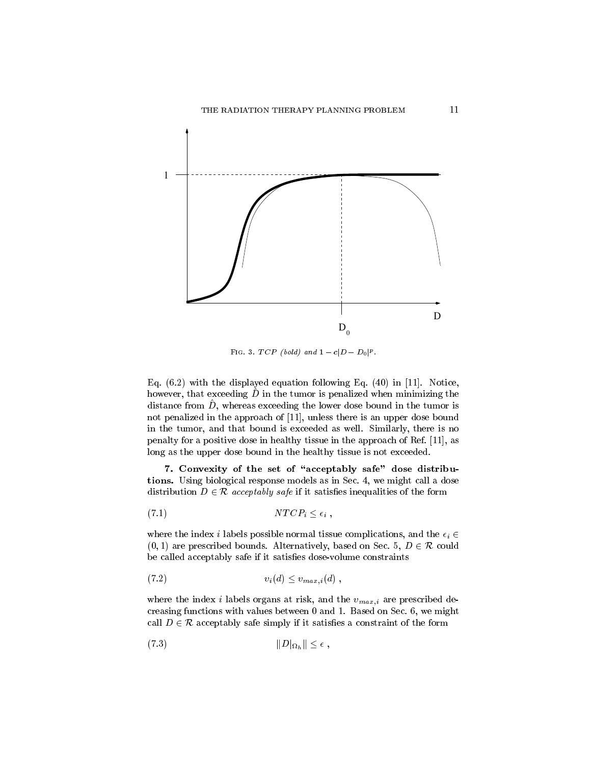Fig. 3. *TCP (bold) and* $1 - c|D - D_0|^p$.

Eq. (6.2) with the displayed equation following Eq. (40) in [11]. Notice, however, that exceeding $\hat{D}$ in the tumor is penalized when minimizing the distance from $\hat{D}$, whereas exceeding the lower dose bound in the tumor is not penalized in the approach of [11], unless there is an upper dose bound in the tumor, and that bound is exceeded as well. Similarly, there is no penalty for a positive dose in healthy tissue in the approach of Ref. [11], as long as the upper dose bound in the healthy tissue is not exceeded.

**7. Convexity of the set of "acceptably safe" dose distributions.** Using biological response models as in Sec. 4, we might call a dose distribution $D \in \mathcal{R}$ *acceptably safe* if it satisfies inequalities of the form

$$NTCP_i \leq \epsilon_i \;, \tag{7.1}$$

where the index $i$ labels possible normal tissue complications, and the $\epsilon_i \in (0, 1)$ are prescribed bounds. Alternatively, based on Sec. 5, $D \in \mathcal{R}$ could be called acceptably safe if it satisfies dose-volume constraints

$$v_i(d) \leq v_{max,i}(d) \;, \tag{7.2}$$

where the index $i$ labels organs at risk, and the $v_{max,i}$ are prescribed decreasing functions with values between 0 and 1. Based on Sec. 6, we might call $D \in \mathcal{R}$ acceptably safe simply if it satisfies a constraint of the form

$$\|D|_{\Omega_h}\| \leq \epsilon \;, \tag{7.3}$$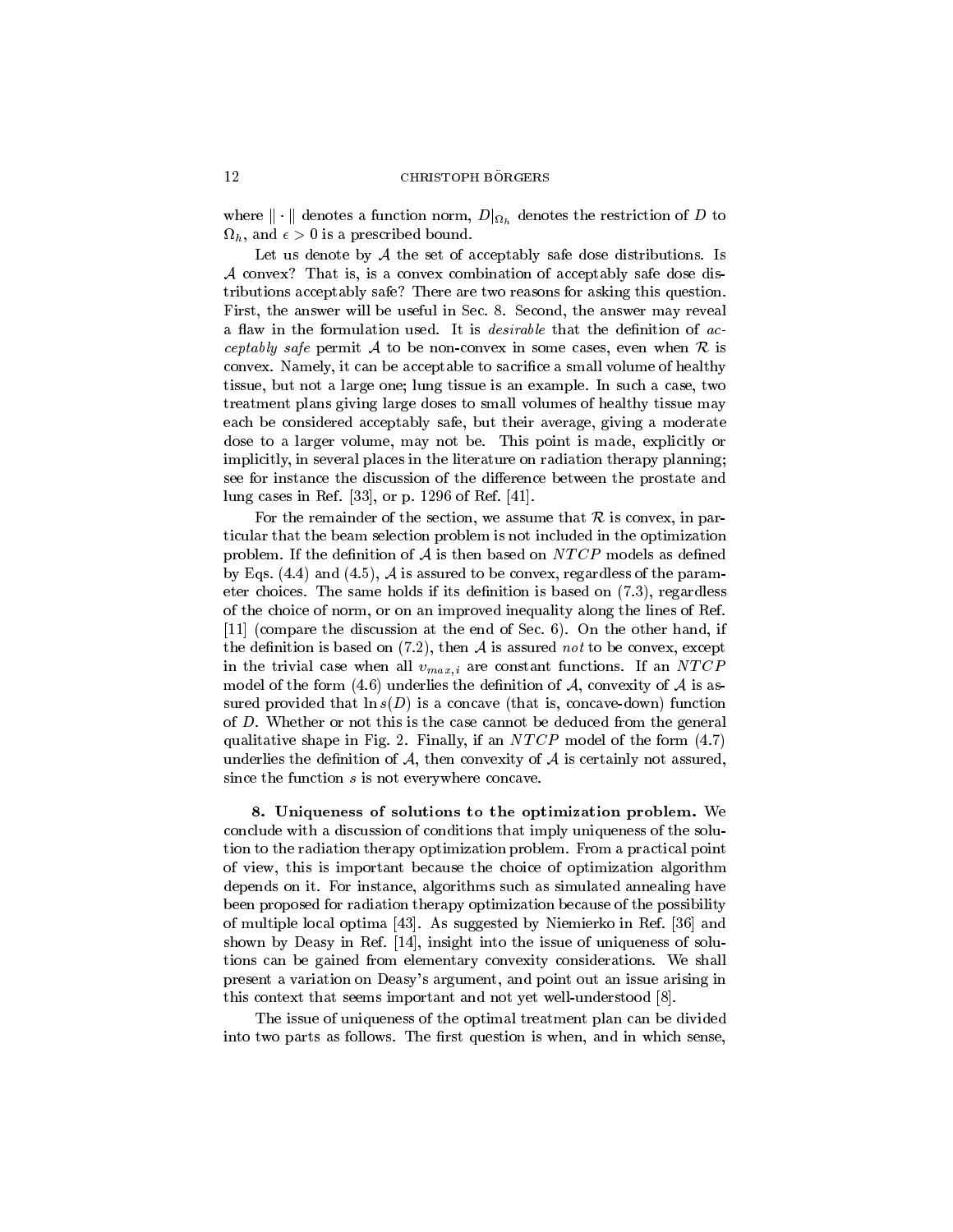where $\|\cdot\|$ denotes a function norm, $D|_{\Omega_h}$ denotes the restriction of $D$ to $\Omega_h$, and $\epsilon > 0$ is a prescribed bound.

Let us denote by $\mathcal{A}$ the set of acceptably safe dose distributions. Is $\mathcal{A}$ convex? That is, is a convex combination of acceptably safe dose distributions acceptably safe? There are two reasons for asking this question. First, the answer will be useful in Sec. 8. Second, the answer may reveal a flaw in the formulation used. It is *desirable* that the definition of *acceptably safe* permit $\mathcal{A}$ to be non-convex in some cases, even when $\mathcal{R}$ is convex. Namely, it can be acceptable to sacrifice a small volume of healthy tissue, but not a large one; lung tissue is an example. In such a case, two treatment plans giving large doses to small volumes of healthy tissue may each be considered acceptably safe, but their average, giving a moderate dose to a larger volume, may not be. This point is made, explicitly or implicitly, in several places in the literature on radiation therapy planning; see for instance the discussion of the difference between the prostate and lung cases in Ref. [33], or p. 1296 of Ref. [41].

For the remainder of the section, we assume that $\mathcal{R}$ is convex, in particular that the beam selection problem is not included in the optimization problem. If the definition of $\mathcal{A}$ is then based on $NTCP$ models as defined by Eqs. (4.4) and (4.5), $\mathcal{A}$ is assured to be convex, regardless of the parameter choices. The same holds if its definition is based on (7.3), regardless of the choice of norm, or on an improved inequality along the lines of Ref. [11] (compare the discussion at the end of Sec. 6). On the other hand, if the definition is based on (7.2), then $\mathcal{A}$ is assured *not* to be convex, except in the trivial case when all $v_{max,i}$ are constant functions. If an $NTCP$ model of the form (4.6) underlies the definition of $\mathcal{A}$, convexity of $\mathcal{A}$ is assured provided that $\ln s(D)$ is a concave (that is, concave-down) function of $D$. Whether or not this is the case cannot be deduced from the general qualitative shape in Fig. 2. Finally, if an $NTCP$ model of the form (4.7) underlies the definition of $\mathcal{A}$, then convexity of $\mathcal{A}$ is certainly not assured, since the function $s$ is not everywhere concave.

**8. Uniqueness of solutions to the optimization problem.** We conclude with a discussion of conditions that imply uniqueness of the solution to the radiation therapy optimization problem. From a practical point of view, this is important because the choice of optimization algorithm depends on it. For instance, algorithms such as simulated annealing have been proposed for radiation therapy optimization because of the possibility of multiple local optima [43]. As suggested by Niemierko in Ref. [36] and shown by Deasy in Ref. [14], insight into the issue of uniqueness of solutions can be gained from elementary convexity considerations. We shall present a variation on Deasy's argument, and point out an issue arising in this context that seems important and not yet well-understood [8].

The issue of uniqueness of the optimal treatment plan can be divided into two parts as follows. The first question is when, and in which sense,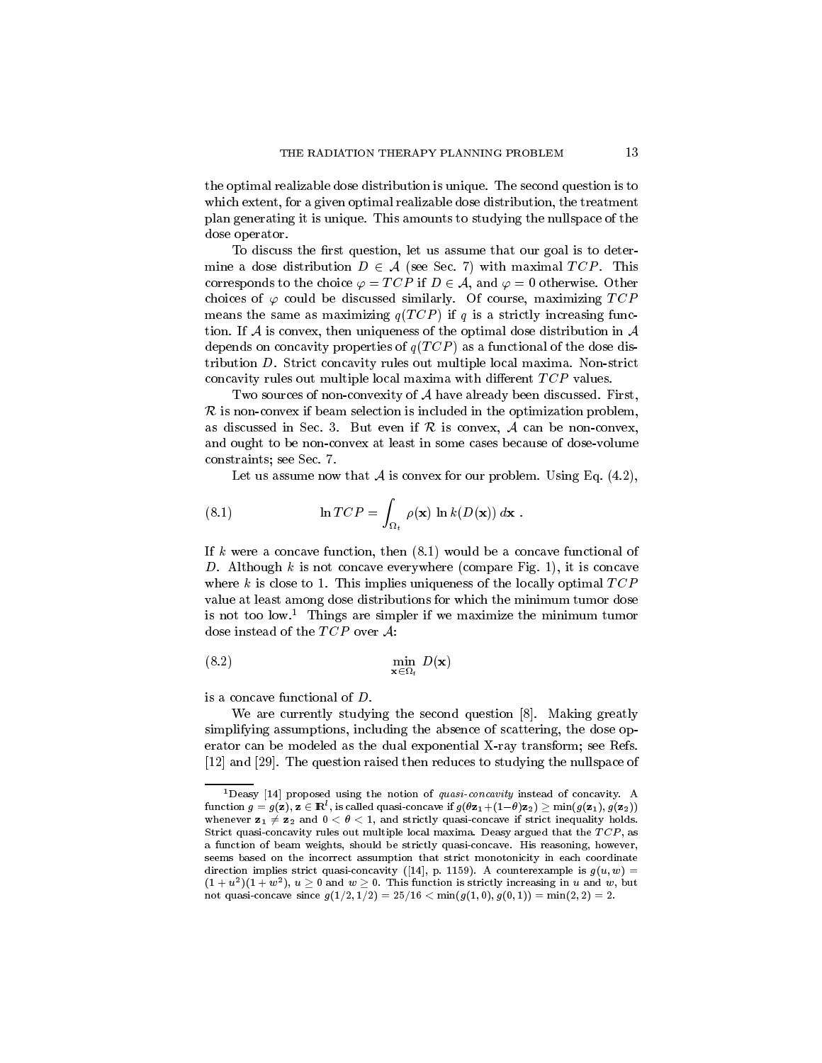the optimal realizable dose distribution is unique. The second question is to which extent, for a given optimal realizable dose distribution, the treatment plan generating it is unique. This amounts to studying the nullspace of the dose operator.

To discuss the first question, let us assume that our goal is to determine a dose distribution $D \in \mathcal{A}$ (see Sec. 7) with maximal $TCP$. This corresponds to the choice $\varphi = TCP$ if $D \in \mathcal{A}$, and $\varphi = 0$ otherwise. Other choices of $\varphi$ could be discussed similarly. Of course, maximizing $TCP$ means the same as maximizing $q(TCP)$ if $q$ is a strictly increasing function. If $\mathcal{A}$ is convex, then uniqueness of the optimal dose distribution in $\mathcal{A}$ depends on concavity properties of $q(TCP)$ as a functional of the dose distribution $D$. Strict concavity rules out multiple local maxima. Non-strict concavity rules out multiple local maxima with different $TCP$ values.

Two sources of non-convexity of $\mathcal{A}$ have already been discussed. First, $\mathcal{R}$ is non-convex if beam selection is included in the optimization problem, as discussed in Sec. 3. But even if $\mathcal{R}$ is convex, $\mathcal{A}$ can be non-convex, and ought to be non-convex at least in some cases because of dose-volume constraints; see Sec. 7.

Let us assume now that $\mathcal{A}$ is convex for our problem. Using Eq. (4.2),

$$\ln TCP = \int_{\Omega_t} \rho(\mathbf{x}) \, \ln k(D(\mathbf{x})) \, d\mathbf{x} \; . \tag{8.1}$$

If $k$ were a concave function, then (8.1) would be a concave functional of $D$. Although $k$ is not concave everywhere (compare Fig. 1), it is concave where $k$ is close to 1. This implies uniqueness of the locally optimal $TCP$ value at least among dose distributions for which the minimum tumor dose is not too low.[1] Things are simpler if we maximize the minimum tumor dose instead of the $TCP$ over $\mathcal{A}$:

$$\min_{\mathbf{x} \in \Omega_t} D(\mathbf{x}) \tag{8.2}$$

is a concave functional of $D$.

We are currently studying the second question [8]. Making greatly simplifying assumptions, including the absence of scattering, the dose operator can be modeled as the dual exponential X-ray transform; see Refs. [12] and [29]. The question raised then reduces to studying the nullspace of

---

[1] Deasy [14] proposed using the notion of *quasi-concavity* instead of concavity. A function $g = g(\mathbf{z})$, $\mathbf{z} \in \mathbb{R}^l$, is called quasi-concave if $g(\theta \mathbf{z}_1 + (1-\theta)\mathbf{z}_2) \geq \min(g(\mathbf{z}_1), g(\mathbf{z}_2))$ whenever $\mathbf{z}_1 \neq \mathbf{z}_2$ and $0 < \theta < 1$, and strictly quasi-concave if strict inequality holds. Strict quasi-concavity rules out multiple local maxima. Deasy argued that the $TCP$, as a function of beam weights, should be strictly quasi-concave. His reasoning, however, seems based on the incorrect assumption that strict monotonicity in each coordinate direction implies strict quasi-concavity ([14], p. 1159). A counterexample is $g(u,w) = (1+u^2)(1+w^2)$, $u \geq 0$ and $w \geq 0$. This function is strictly increasing in $u$ and $w$, but not quasi-concave since $g(1/2, 1/2) = 25/16 < \min(g(1,0), g(0,1)) = \min(2,2) = 2$.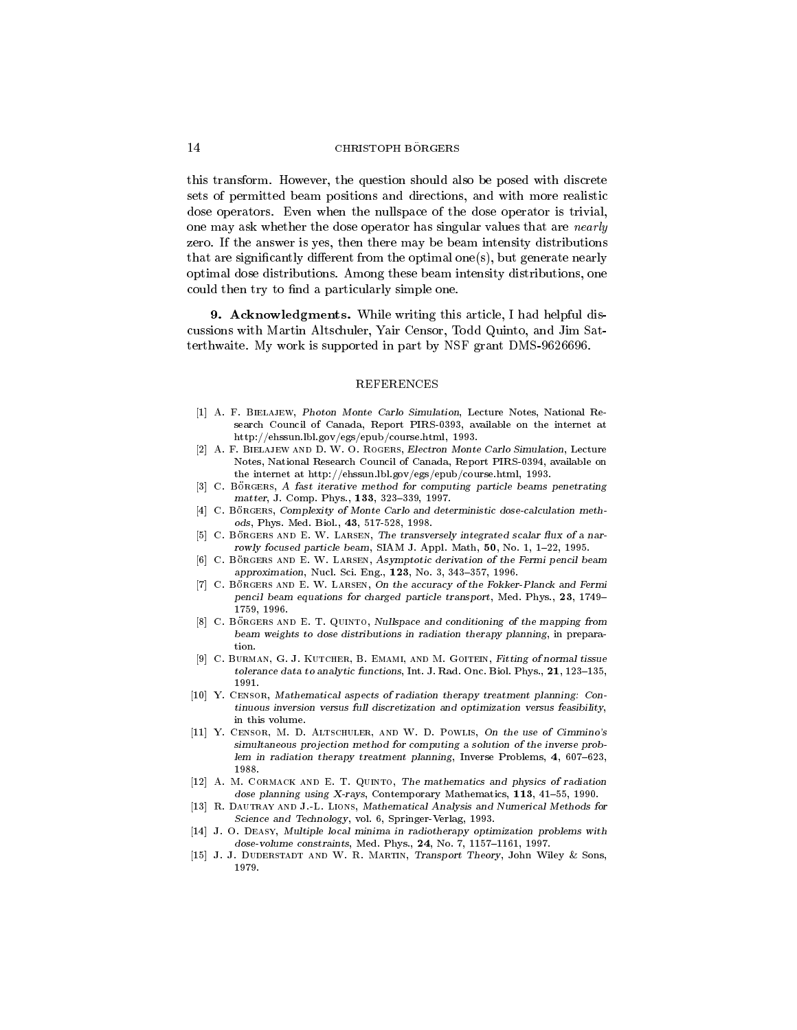this transform. However, the question should also be posed with discrete sets of permitted beam positions and directions, and with more realistic dose operators. Even when the nullspace of the dose operator is trivial, one may ask whether the dose operator has singular values that are *nearly* zero. If the answer is yes, then there may be beam intensity distributions that are significantly different from the optimal one(s), but generate nearly optimal dose distributions. Among these beam intensity distributions, one could then try to find a particularly simple one.

## 9. Acknowledgments.

While writing this article, I had helpful discussions with Martin Altschuler, Yair Censor, Todd Quinto, and Jim Satterthwaite. My work is supported in part by NSF grant DMS-9626696.

## REFERENCES

[1] A. F. Bielajew, *Photon Monte Carlo Simulation*, Lecture Notes, National Research Council of Canada, Report PIRS-0393, available on the internet at http://ehssun.lbl.gov/egs/epub/course.html, 1993.

[2] A. F. Bielajew and D. W. O. Rogers, *Electron Monte Carlo Simulation*, Lecture Notes, National Research Council of Canada, Report PIRS-0394, available on the internet at http://ehssun.lbl.gov/egs/epub/course.html, 1993.

[3] C. Börgers, *A fast iterative method for computing particle beams penetrating matter*, J. Comp. Phys., **133**, 323–339, 1997.

[4] C. Börgers, *Complexity of Monte Carlo and deterministic dose-calculation methods*, Phys. Med. Biol., **43**, 517-528, 1998.

[5] C. Börgers and E. W. Larsen, *The transversely integrated scalar flux of a narrowly focused particle beam*, SIAM J. Appl. Math, **50**, No. 1, 1–22, 1995.

[6] C. Börgers and E. W. Larsen, *Asymptotic derivation of the Fermi pencil beam approximation*, Nucl. Sci. Eng., **123**, No. 3, 343–357, 1996.

[7] C. Börgers and E. W. Larsen, *On the accuracy of the Fokker-Planck and Fermi pencil beam equations for charged particle transport*, Med. Phys., **23**, 1749–1759, 1996.

[8] C. Börgers and E. T. Quinto, *Nullspace and conditioning of the mapping from beam weights to dose distributions in radiation therapy planning*, in preparation.

[9] C. Burman, G. J. Kutcher, B. Emami, and M. Goitein, *Fitting of normal tissue tolerance data to analytic functions*, Int. J. Rad. Onc. Biol. Phys., **21**, 123–135, 1991.

[10] Y. Censor, *Mathematical aspects of radiation therapy treatment planning: Continuous inversion versus full discretization and optimization versus feasibility*, in this volume.

[11] Y. Censor, M. D. Altschuler, and W. D. Powlis, *On the use of Cimmino's simultaneous projection method for computing a solution of the inverse problem in radiation therapy treatment planning*, Inverse Problems, **4**, 607–623, 1988.

[12] A. M. Cormack and E. T. Quinto, *The mathematics and physics of radiation dose planning using X-rays*, Contemporary Mathematics, **113**, 41–55, 1990.

[13] R. Dautray and J.-L. Lions, *Mathematical Analysis and Numerical Methods for Science and Technology*, vol. 6, Springer-Verlag, 1993.

[14] J. O. Deasy, *Multiple local minima in radiotherapy optimization problems with dose-volume constraints*, Med. Phys., **24**, No. 7, 1157–1161, 1997.

[15] J. J. Duderstadt and W. R. Martin, *Transport Theory*, John Wiley & Sons, 1979.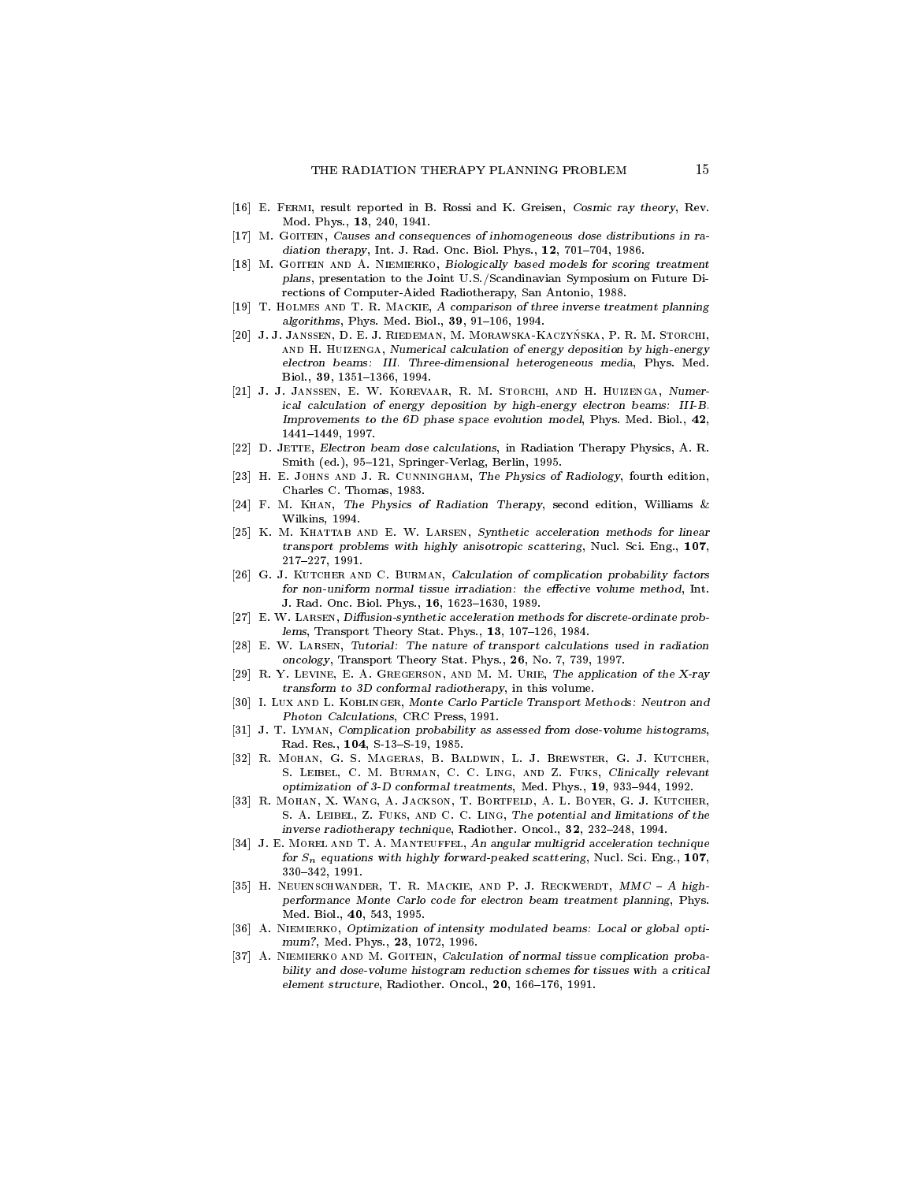[16] E. Fermi, result reported in B. Rossi and K. Greisen, *Cosmic ray theory*, Rev. Mod. Phys., **13**, 240, 1941.

[17] M. Goitein, *Causes and consequences of inhomogeneous dose distributions in radiation therapy*, Int. J. Rad. Onc. Biol. Phys., **12**, 701–704, 1986.

[18] M. Goitein and A. Niemierko, *Biologically based models for scoring treatment plans*, presentation to the Joint U.S./Scandinavian Symposium on Future Directions of Computer-Aided Radiotherapy, San Antonio, 1988.

[19] T. Holmes and T. R. Mackie, *A comparison of three inverse treatment planning algorithms*, Phys. Med. Biol., **39**, 91–106, 1994.

[20] J. J. Janssen, D. E. J. Riedeman, M. Morawska-Kaczyńska, P. R. M. Storchi, and H. Huizenga, *Numerical calculation of energy deposition by high-energy electron beams: III. Three-dimensional heterogeneous media*, Phys. Med. Biol., **39**, 1351–1366, 1994.

[21] J. J. Janssen, E. W. Korevaar, R. M. Storchi, and H. Huizenga, *Numerical calculation of energy deposition by high-energy electron beams: III-B. Improvements to the 6D phase space evolution model*, Phys. Med. Biol., **42**, 1441–1449, 1997.

[22] D. Jette, *Electron beam dose calculations*, in Radiation Therapy Physics, A. R. Smith (ed.), 95–121, Springer-Verlag, Berlin, 1995.

[23] H. E. Johns and J. R. Cunningham, *The Physics of Radiology*, fourth edition, Charles C. Thomas, 1983.

[24] F. M. Khan, *The Physics of Radiation Therapy*, second edition, Williams & Wilkins, 1994.

[25] K. M. Khattab and E. W. Larsen, *Synthetic acceleration methods for linear transport problems with highly anisotropic scattering*, Nucl. Sci. Eng., **107**, 217–227, 1991.

[26] G. J. Kutcher and C. Burman, *Calculation of complication probability factors for non-uniform normal tissue irradiation: the effective volume method*, Int. J. Rad. Onc. Biol. Phys., **16**, 1623–1630, 1989.

[27] E. W. Larsen, *Diffusion-synthetic acceleration methods for discrete-ordinate problems*, Transport Theory Stat. Phys., **13**, 107–126, 1984.

[28] E. W. Larsen, *Tutorial: The nature of transport calculations used in radiation oncology*, Transport Theory Stat. Phys., **26**, No. 7, 739, 1997.

[29] R. Y. Levine, E. A. Gregerson, and M. M. Urie, *The application of the X-ray transform to 3D conformal radiotherapy*, in this volume.

[30] I. Lux and L. Koblinger, *Monte Carlo Particle Transport Methods: Neutron and Photon Calculations*, CRC Press, 1991.

[31] J. T. Lyman, *Complication probability as assessed from dose-volume histograms*, Rad. Res., **104**, S-13–S-19, 1985.

[32] R. Mohan, G. S. Mageras, B. Baldwin, L. J. Brewster, G. J. Kutcher, S. Leibel, C. M. Burman, C. C. Ling, and Z. Fuks, *Clinically relevant optimization of 3-D conformal treatments*, Med. Phys., **19**, 933–944, 1992.

[33] R. Mohan, X. Wang, A. Jackson, T. Bortfeld, A. L. Boyer, G. J. Kutcher, S. A. Leibel, Z. Fuks, and C. C. Ling, *The potential and limitations of the inverse radiotherapy technique*, Radiother. Oncol., **32**, 232–248, 1994.

[34] J. E. Morel and T. A. Manteuffel, *An angular multigrid acceleration technique for $S_n$ equations with highly forward-peaked scattering*, Nucl. Sci. Eng., **107**, 330–342, 1991.

[35] H. Neuenschwander, T. R. Mackie, and P. J. Reckwerdt, *MMC – A high-performance Monte Carlo code for electron beam treatment planning*, Phys. Med. Biol., **40**, 543, 1995.

[36] A. Niemierko, *Optimization of intensity modulated beams: Local or global optimum?*, Med. Phys., **23**, 1072, 1996.

[37] A. Niemierko and M. Goitein, *Calculation of normal tissue complication probability and dose-volume histogram reduction schemes for tissues with a critical element structure*, Radiother. Oncol., **20**, 166–176, 1991.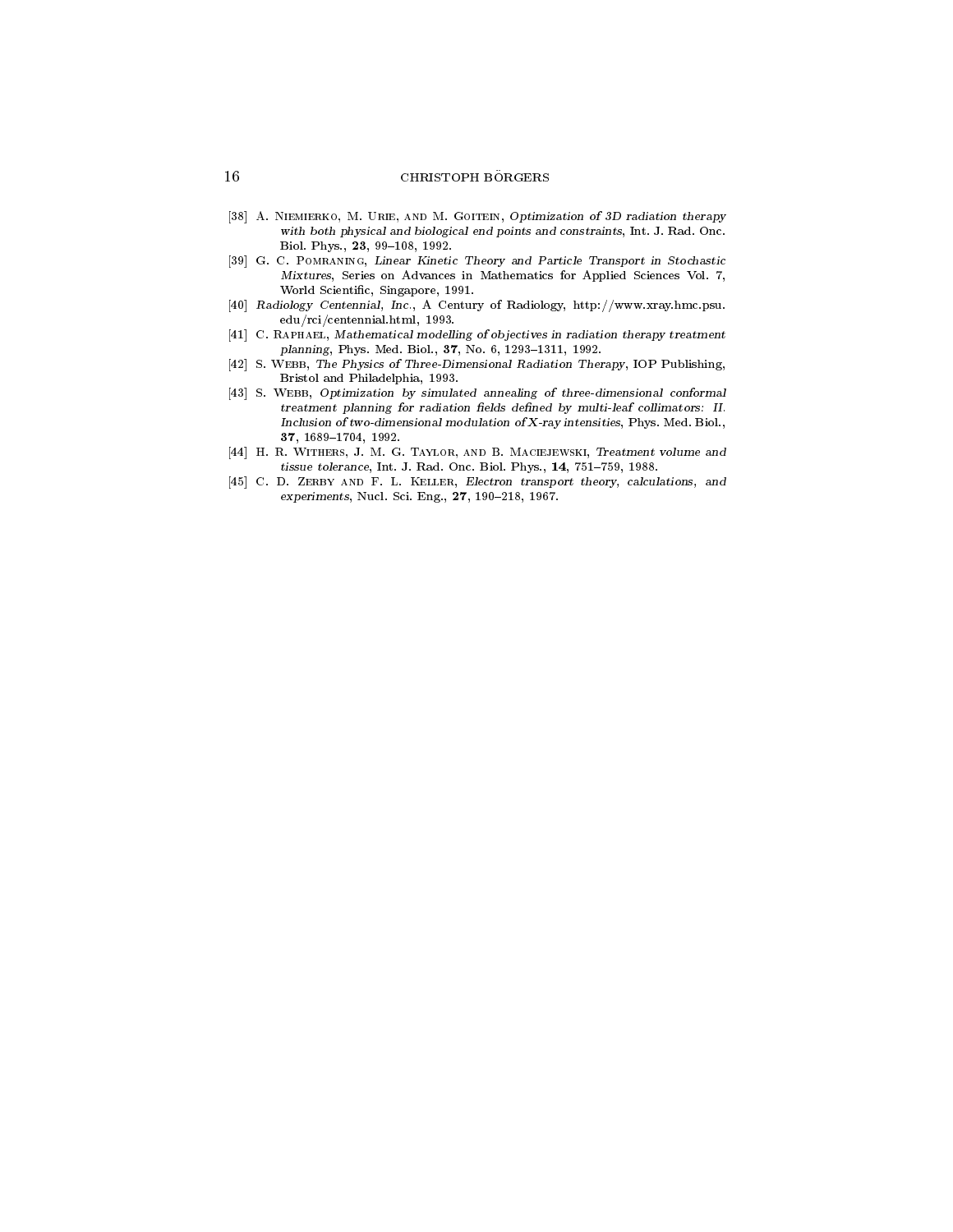[38] A. Niemierko, M. Urie, and M. Goitein, *Optimization of 3D radiation therapy with both physical and biological end points and constraints*, Int. J. Rad. Onc. Biol. Phys., **23**, 99–108, 1992.

[39] G. C. Pomraning, *Linear Kinetic Theory and Particle Transport in Stochastic Mixtures*, Series on Advances in Mathematics for Applied Sciences Vol. 7, World Scientific, Singapore, 1991.

[40] *Radiology Centennial, Inc.*, A Century of Radiology, http://www.xray.hmc.psu.edu/rci/centennial.html, 1993.

[41] C. Raphael, *Mathematical modelling of objectives in radiation therapy treatment planning*, Phys. Med. Biol., **37**, No. 6, 1293–1311, 1992.

[42] S. Webb, *The Physics of Three-Dimensional Radiation Therapy*, IOP Publishing, Bristol and Philadelphia, 1993.

[43] S. Webb, *Optimization by simulated annealing of three-dimensional conformal treatment planning for radiation fields defined by multi-leaf collimators: II. Inclusion of two-dimensional modulation of X-ray intensities*, Phys. Med. Biol., **37**, 1689–1704, 1992.

[44] H. R. Withers, J. M. G. Taylor, and B. Maciejewski, *Treatment volume and tissue tolerance*, Int. J. Rad. Onc. Biol. Phys., **14**, 751–759, 1988.

[45] C. D. Zerby and F. L. Keller, *Electron transport theory, calculations, and experiments*, Nucl. Sci. Eng., **27**, 190–218, 1967.